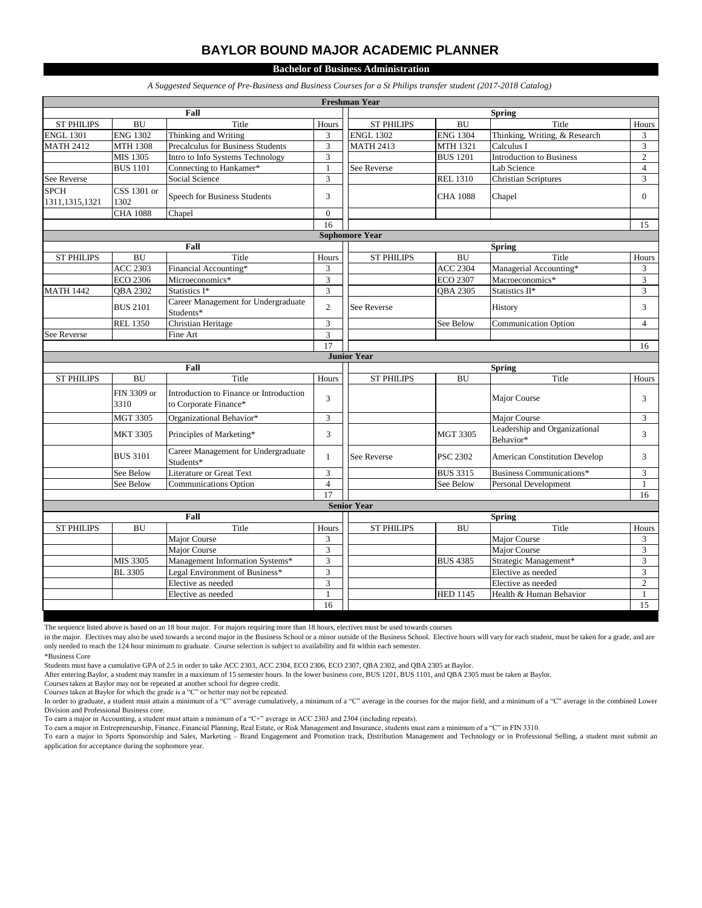# BAYLOR BOUND MAJOR ACADEMIC PLANNER

## Bachelor of Business Administration

*A Suggested Sequence of Pre-Business and Business Courses for a St Philips transfer student (2017-2018 Catalog)*

| Freshman Year | | | | | | | |
|---|---|---|---|---|---|---|---|
| **Fall** | | | | **Spring** | | | |
| ST PHILIPS | BU | Title | Hours | ST PHILIPS | BU | Title | Hours |
| ENGL 1301 | ENG 1302 | Thinking and Writing | 3 | ENGL 1302 | ENG 1304 | Thinking, Writing, & Research | 3 |
| MATH 2412 | MTH 1308 | Precalculus for Business Students | 3 | MATH 2413 | MTH 1321 | Calculus I | 3 |
| | MIS 1305 | Intro to Info Systems Technology | 3 | | BUS 1201 | Introduction to Business | 2 |
| | BUS 1101 | Connecting to Hankamer* | 1 | See Reverse | | Lab Science | 4 |
| See Reverse | | Social Science | 3 | | REL 1310 | Christian Scriptures | 3 |
| SPCH 1311,1315,1321 | CSS 1301 or 1302 | Speech for Business Students | 3 | | CHA 1088 | Chapel | 0 |
| | CHA 1088 | Chapel | 0 | | | | |
| | | | 16 | | | | 15 |

| Sophomore Year | | | | | | | |
|---|---|---|---|---|---|---|---|
| **Fall** | | | | **Spring** | | | |
| ST PHILIPS | BU | Title | Hours | ST PHILIPS | BU | Title | Hours |
| | ACC 2303 | Financial Accounting* | 3 | | ACC 2304 | Managerial Accounting* | 3 |
| | ECO 2306 | Microeconomics* | 3 | | ECO 2307 | Macroeconomics* | 3 |
| MATH 1442 | QBA 2302 | Statistics I* | 3 | | QBA 2305 | Statistics II* | 3 |
| | BUS 2101 | Career Management for Undergraduate Students* | 2 | See Reverse | | History | 3 |
| | REL 1350 | Christian Heritage | 3 | | See Below | Communication Option | 4 |
| See Reverse | | Fine Art | 3 | | | | |
| | | | 17 | | | | 16 |

| Junior Year | | | | | | | |
|---|---|---|---|---|---|---|---|
| **Fall** | | | | **Spring** | | | |
| ST PHILIPS | BU | Title | Hours | ST PHILIPS | BU | Title | Hours |
| | FIN 3309 or 3310 | Introduction to Finance or Introduction to Corporate Finance* | 3 | | | Major Course | 3 |
| | MGT 3305 | Organizational Behavior* | 3 | | | Major Course | 3 |
| | MKT 3305 | Principles of Marketing* | 3 | | MGT 3305 | Leadership and Organizational Behavior* | 3 |
| | BUS 3101 | Career Management for Undergraduate Students* | 1 | See Reverse | PSC 2302 | American Constitution Develop | 3 |
| | See Below | Literature or Great Text | 3 | | BUS 3315 | Business Communications* | 3 |
| | See Below | Communications Option | 4 | | See Below | Personal Development | 1 |
| | | | 17 | | | | 16 |

| Senior Year | | | | | | | |
|---|---|---|---|---|---|---|---|
| **Fall** | | | | **Spring** | | | |
| ST PHILIPS | BU | Title | Hours | ST PHILIPS | BU | Title | Hours |
| | | Major Course | 3 | | | Major Course | 3 |
| | | Major Course | 3 | | | Major Course | 3 |
| | MIS 3305 | Management Information Systems* | 3 | | BUS 4385 | Strategic Management* | 3 |
| | BL 3305 | Legal Environment of Business* | 3 | | | Elective as needed | 3 |
| | | Elective as needed | 3 | | | Elective as needed | 2 |
| | | Elective as needed | 1 | | HED 1145 | Health & Human Behavior | 1 |
| | | | 16 | | | | 15 |

The sequence listed above is based on an 18 hour major. For majors requiring more than 18 hours, electives must be used towards courses in the major. Electives may also be used towards a second major in the Business School or a minor outside of the Business School. Elective hours will vary for each student, must be taken for a grade, and are only needed to reach the 124 hour minimum to graduate. Course selection is subject to availability and fit within each semester.

*Business Core

Students must have a cumulative GPA of 2.5 in order to take ACC 2303, ACC 2304, ECO 2306, ECO 2307, QBA 2302, and QBA 2305 at Baylor.

After entering Baylor, a student may transfer in a maximum of 15 semester hours. In the lower business core, BUS 1201, BUS 1101, and QBA 2305 must be taken at Baylor.

Courses taken at Baylor may not be repeated at another school for degree credit.

Courses taken at Baylor for which the grade is a "C" or better may not be repeated.

In order to graduate, a student must attain a minimum of a "C" average cumulatively, a minimum of a "C" average in the courses for the major field, and a minimum of a "C" average in the combined Lower Division and Professional Business core.

To earn a major in Accounting, a student must attain a minimum of a "C+" average in ACC 2303 and 2304 (including repeats).

To earn a major in Entrepreneurship, Finance, Financial Planning, Real Estate, or Risk Management and Insurance, students must earn a minimum of a "C" in FIN 3310.

To earn a major in Sports Sponsorship and Sales, Marketing – Brand Engagement and Promotion track, Distribution Management and Technology or in Professional Selling, a student must submit an application for acceptance during the sophomore year.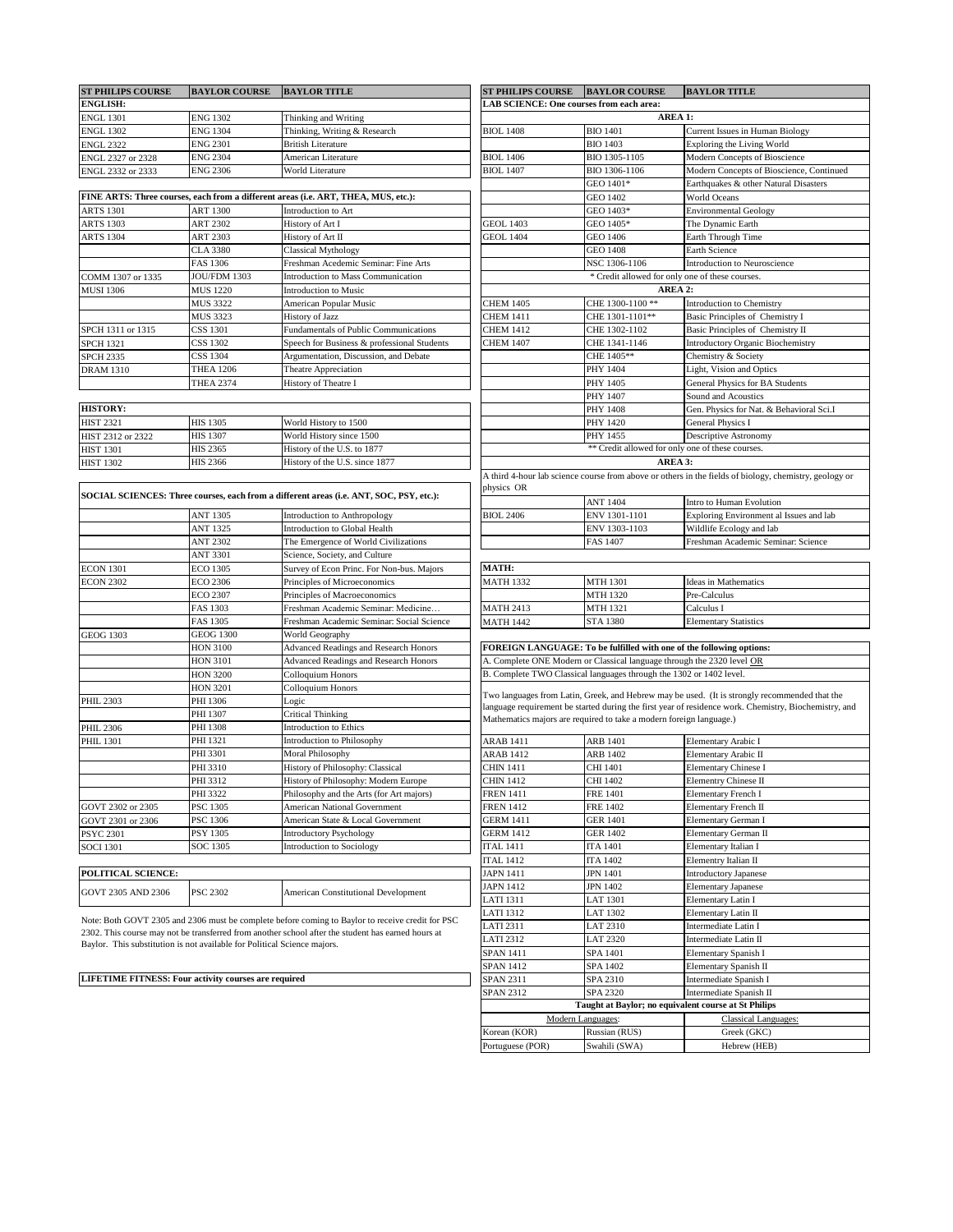| ST PHILIPS COURSE | BAYLOR COURSE | BAYLOR TITLE |
|---|---|---|
| **ENGLISH:** | | |
| ENGL 1301 | ENG 1302 | Thinking and Writing |
| ENGL 1302 | ENG 1304 | Thinking, Writing & Research |
| ENGL 2322 | ENG 2301 | British Literature |
| ENGL 2327 or 2328 | ENG 2304 | American Literature |
| ENGL 2332 or 2333 | ENG 2306 | World Literature |

| **FINE ARTS: Three courses, each from a different areas (i.e. ART, THEA, MUS, etc.):** | | |
|---|---|---|
| ARTS 1301 | ART 1300 | Introduction to Art |
| ARTS 1303 | ART 2302 | History of Art I |
| ARTS 1304 | ART 2303 | History of Art II |
| | CLA 3380 | Classical Mythology |
| | FAS 1306 | Freshman Acedemic Seminar: Fine Arts |
| COMM 1307 or 1335 | JOU/FDM 1303 | Introduction to Mass Communication |
| MUSI 1306 | MUS 1220 | Introduction to Music |
| | MUS 3322 | American Popular Music |
| | MUS 3323 | History of Jazz |
| SPCH 1311 or 1315 | CSS 1301 | Fundamentals of Public Communications |
| SPCH 1321 | CSS 1302 | Speech for Business & professional Students |
| SPCH 2335 | CSS 1304 | Argumentation, Discussion, and Debate |
| DRAM 1310 | THEA 1206 | Theatre Appreciation |
| | THEA 2374 | History of Theatre I |

| **HISTORY:** | | |
|---|---|---|
| HIST 2321 | HIS 1305 | World History to 1500 |
| HIST 2312 or 2322 | HIS 1307 | World History since 1500 |
| HIST 1301 | HIS 2365 | History of the U.S. to 1877 |
| HIST 1302 | HIS 2366 | History of the U.S. since 1877 |

| **SOCIAL SCIENCES: Three courses, each from a different areas (i.e. ANT, SOC, PSY, etc.):** | | |
|---|---|---|
| | ANT 1305 | Introduction to Anthropology |
| | ANT 1325 | Introduction to Global Health |
| | ANT 2302 | The Emergence of World Civilizations |
| | ANT 3301 | Science, Society, and Culture |
| ECON 1301 | ECO 1305 | Survey of Econ Princ. For Non-bus. Majors |
| ECON 2302 | ECO 2306 | Principles of Microeconomics |
| | ECO 2307 | Principles of Macroeconomics |
| | FAS 1303 | Freshman Academic Seminar: Medicine… |
| | FAS 1305 | Freshman Academic Seminar: Social Science |
| GEOG 1303 | GEOG 1300 | World Geography |
| | HON 3100 | Advanced Readings and Research Honors |
| | HON 3101 | Advanced Readings and Research Honors |
| | HON 3200 | Colloquium Honors |
| | HON 3201 | Colloquium Honors |
| PHIL 2303 | PHI 1306 | Logic |
| | PHI 1307 | Critical Thinking |
| PHIL 2306 | PHI 1308 | Introduction to Ethics |
| PHIL 1301 | PHI 1321 | Introduction to Philosophy |
| | PHI 3301 | Moral Philosophy |
| | PHI 3310 | History of Philosophy: Classical |
| | PHI 3312 | History of Philosophy: Modern Europe |
| | PHI 3322 | Philosophy and the Arts (for Art majors) |
| GOVT 2302 or 2305 | PSC 1305 | American National Government |
| GOVT 2301 or 2306 | PSC 1306 | American State & Local Government |
| PSYC 2301 | PSY 1305 | Introductory Psychology |
| SOCI 1301 | SOC 1305 | Introduction to Sociology |

| **POLITICAL SCIENCE:** | | |
|---|---|---|
| GOVT 2305 AND 2306 | PSC 2302 | American Constitutional Development |

Note: Both GOVT 2305 and 2306 must be complete before coming to Baylor to receive credit for PSC 2302. This course may not be transferred from another school after the student has earned hours at Baylor. This substitution is not available for Political Science majors.

**LIFETIME FITNESS: Four activity courses are required**

| ST PHILIPS COURSE | BAYLOR COURSE | BAYLOR TITLE |
|---|---|---|
| **LAB SCIENCE: One courses from each area:** | | |
| **AREA 1:** | | |
| BIOL 1408 | BIO 1401 | Current Issues in Human Biology |
| | BIO 1403 | Exploring the Living World |
| BIOL 1406 | BIO 1305-1105 | Modern Concepts of Bioscience |
| BIOL 1407 | BIO 1306-1106 | Modern Concepts of Bioscience, Continued |
| | GEO 1401* | Earthquakes & other Natural Disasters |
| | GEO 1402 | World Oceans |
| | GEO 1403* | Environmental Geology |
| GEOL 1403 | GEO 1405* | The Dynamic Earth |
| GEOL 1404 | GEO 1406 | Earth Through Time |
| | GEO 1408 | Earth Science |
| | NSC 1306-1106 | Introduction to Neuroscience |
| * Credit allowed for only one of these courses. | | |
| **AREA 2:** | | |
| CHEM 1405 | CHE 1300-1100 ** | Introduction to Chemistry |
| CHEM 1411 | CHE 1301-1101** | Basic Principles of Chemistry I |
| CHEM 1412 | CHE 1302-1102 | Basic Principles of Chemistry II |
| CHEM 1407 | CHE 1341-1146 | Introductory Organic Biochemistry |
| | CHE 1405** | Chemistry & Society |
| | PHY 1404 | Light, Vision and Optics |
| | PHY 1405 | General Physics for BA Students |
| | PHY 1407 | Sound and Acoustics |
| | PHY 1408 | Gen. Physics for Nat. & Behavioral Sci.I |
| | PHY 1420 | General Physics I |
| | PHY 1455 | Descriptive Astronomy |
| ** Credit allowed for only one of these courses. | | |
| **AREA 3:** | | |
| A third 4-hour lab science course from above or others in the fields of biology, chemistry, geology or physics OR | | |
| | ANT 1404 | Intro to Human Evolution |
| BIOL 2406 | ENV 1301-1101 | Exploring Environment al Issues and lab |
| | ENV 1303-1103 | Wildlife Ecology and lab |
| | FAS 1407 | Freshman Academic Seminar: Science |

| **MATH:** | | |
|---|---|---|
| MATH 1332 | MTH 1301 | Ideas in Mathematics |
| | MTH 1320 | Pre-Calculus |
| MATH 2413 | MTH 1321 | Calculus I |
| MATH 1442 | STA 1380 | Elementary Statistics |

**FOREIGN LANGUAGE: To be fulfilled with one of the following options:**

A. Complete ONE Modern or Classical language through the 2320 level OR

B. Complete TWO Classical languages through the 1302 or 1402 level.

Two languages from Latin, Greek, and Hebrew may be used. (It is strongly recommended that the language requirement be started during the first year of residence work. Chemistry, Biochemistry, and Mathematics majors are required to take a modern foreign language.)

| | | |
|---|---|---|
| ARAB 1411 | ARB 1401 | Elementary Arabic I |
| ARAB 1412 | ARB 1402 | Elementary Arabic II |
| CHIN 1411 | CHI 1401 | Elementary Chinese I |
| CHIN 1412 | CHI 1402 | Elementry Chinese II |
| FREN 1411 | FRE 1401 | Elementary French I |
| FREN 1412 | FRE 1402 | Elementary French II |
| GERM 1411 | GER 1401 | Elementary German I |
| GERM 1412 | GER 1402 | Elementary German II |
| ITAL 1411 | ITA 1401 | Elementary Italian I |
| ITAL 1412 | ITA 1402 | Elementry Italian II |
| JAPN 1411 | JPN 1401 | Introductory Japanese |
| JAPN 1412 | JPN 1402 | Elementary Japanese |
| LATI 1311 | LAT 1301 | Elementary Latin I |
| LATI 1312 | LAT 1302 | Elementary Latin II |
| LATI 2311 | LAT 2310 | Intermediate Latin I |
| LATI 2312 | LAT 2320 | Intermediate Latin II |
| SPAN 1411 | SPA 1401 | Elementary Spanish I |
| SPAN 1412 | SPA 1402 | Elementary Spanish II |
| SPAN 2311 | SPA 2310 | Intermediate Spanish I |
| SPAN 2312 | SPA 2320 | Intermediate Spanish II |
| **Taught at Baylor; no equivalent course at St Philips** | | |
| Modern Languages: | | Classical Languages: |
| Korean (KOR) | Russian (RUS) | Greek (GKC) |
| Portuguese (POR) | Swahili (SWA) | Hebrew (HEB) |